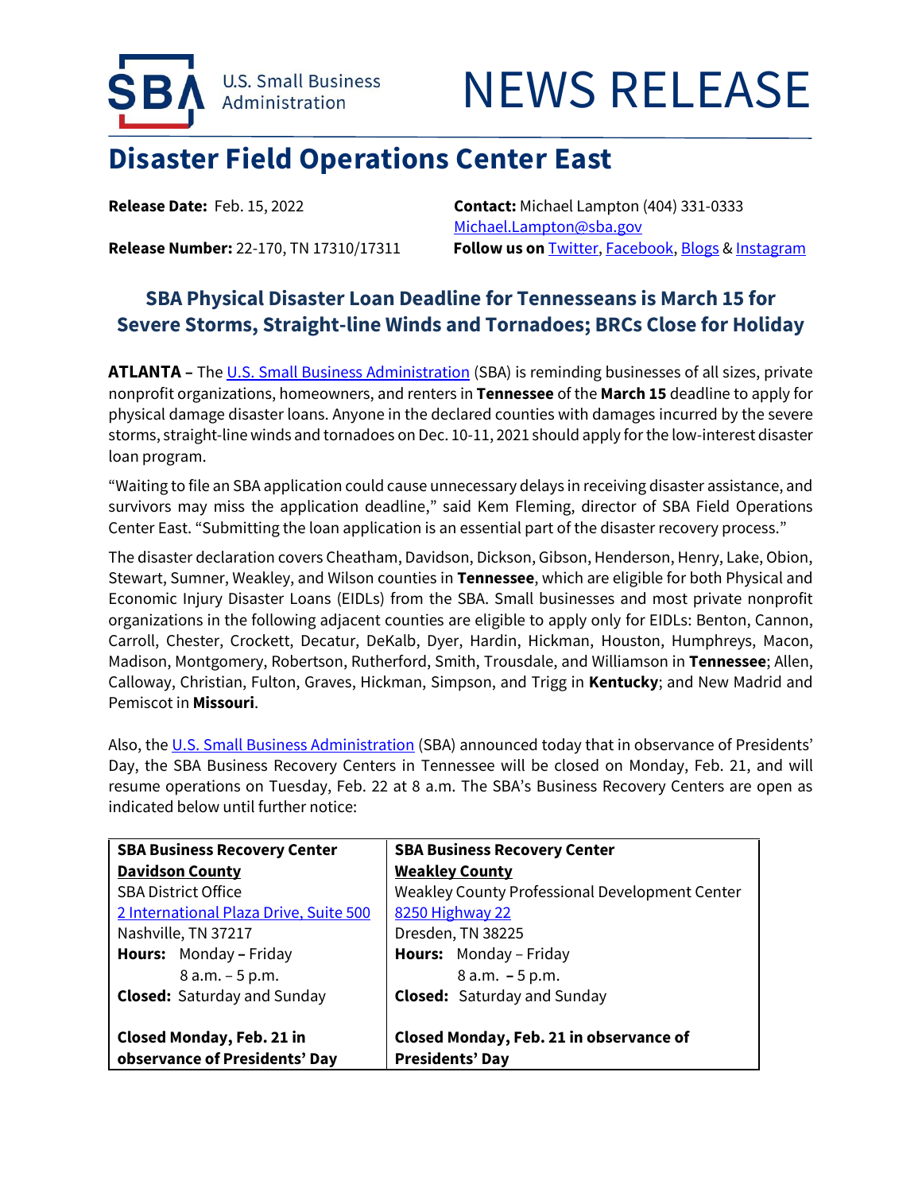U.S. Small Business Administration

# NEWS RELEASE

## Disaster Field Operations Center East

**Release Date:** Feb. 15, 2022

**Release Number:** 22-170, TN 17310/17311

**Contact:** Michael Lampton (404) 331-0333
Michael.Lampton@sba.gov

**Follow us on** Twitter, Facebook, Blogs & Instagram

### SBA Physical Disaster Loan Deadline for Tennesseans is March 15 for Severe Storms, Straight-line Winds and Tornadoes; BRCs Close for Holiday

**ATLANTA –** The U.S. Small Business Administration (SBA) is reminding businesses of all sizes, private nonprofit organizations, homeowners, and renters in **Tennessee** of the **March 15** deadline to apply for physical damage disaster loans. Anyone in the declared counties with damages incurred by the severe storms, straight-line winds and tornadoes on Dec. 10-11, 2021 should apply for the low-interest disaster loan program.

"Waiting to file an SBA application could cause unnecessary delays in receiving disaster assistance, and survivors may miss the application deadline," said Kem Fleming, director of SBA Field Operations Center East. "Submitting the loan application is an essential part of the disaster recovery process."

The disaster declaration covers Cheatham, Davidson, Dickson, Gibson, Henderson, Henry, Lake, Obion, Stewart, Sumner, Weakley, and Wilson counties in **Tennessee**, which are eligible for both Physical and Economic Injury Disaster Loans (EIDLs) from the SBA. Small businesses and most private nonprofit organizations in the following adjacent counties are eligible to apply only for EIDLs: Benton, Cannon, Carroll, Chester, Crockett, Decatur, DeKalb, Dyer, Hardin, Hickman, Houston, Humphreys, Macon, Madison, Montgomery, Robertson, Rutherford, Smith, Trousdale, and Williamson in **Tennessee**; Allen, Calloway, Christian, Fulton, Graves, Hickman, Simpson, and Trigg in **Kentucky**; and New Madrid and Pemiscot in **Missouri**.

Also, the U.S. Small Business Administration (SBA) announced today that in observance of Presidents' Day, the SBA Business Recovery Centers in Tennessee will be closed on Monday, Feb. 21, and will resume operations on Tuesday, Feb. 22 at 8 a.m. The SBA's Business Recovery Centers are open as indicated below until further notice:

| **SBA Business Recovery Center**<br>**Davidson County** | **SBA Business Recovery Center**<br>**Weakley County** |
|---|---|
| SBA District Office<br>2 International Plaza Drive, Suite 500<br>Nashville, TN 37217<br>**Hours:** Monday – Friday<br>8 a.m. – 5 p.m.<br>**Closed:** Saturday and Sunday<br><br>**Closed Monday, Feb. 21 in observance of Presidents' Day** | Weakley County Professional Development Center<br>8250 Highway 22<br>Dresden, TN 38225<br>**Hours:** Monday – Friday<br>8 a.m. – 5 p.m.<br>**Closed:** Saturday and Sunday<br><br>**Closed Monday, Feb. 21 in observance of Presidents' Day** |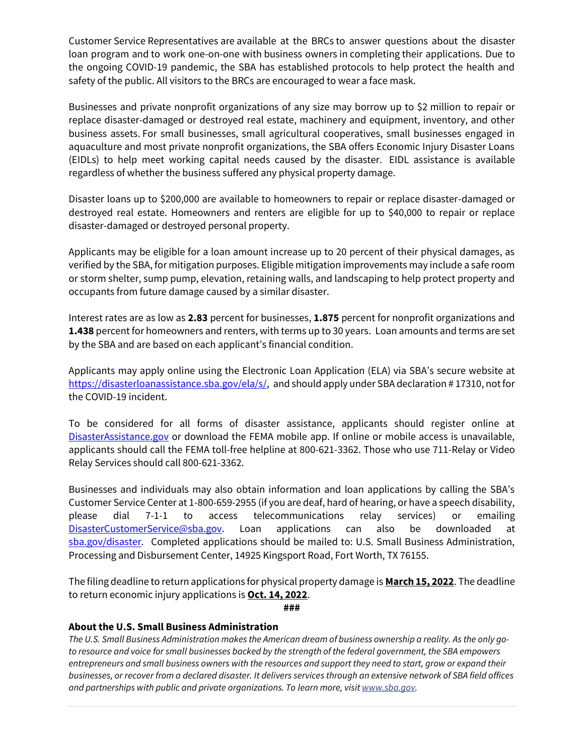Customer Service Representatives are available at the BRCs to answer questions about the disaster loan program and to work one-on-one with business owners in completing their applications. Due to the ongoing COVID-19 pandemic, the SBA has established protocols to help protect the health and safety of the public. All visitors to the BRCs are encouraged to wear a face mask.

Businesses and private nonprofit organizations of any size may borrow up to $2 million to repair or replace disaster-damaged or destroyed real estate, machinery and equipment, inventory, and other business assets. For small businesses, small agricultural cooperatives, small businesses engaged in aquaculture and most private nonprofit organizations, the SBA offers Economic Injury Disaster Loans (EIDLs) to help meet working capital needs caused by the disaster. EIDL assistance is available regardless of whether the business suffered any physical property damage.

Disaster loans up to $200,000 are available to homeowners to repair or replace disaster-damaged or destroyed real estate. Homeowners and renters are eligible for up to $40,000 to repair or replace disaster-damaged or destroyed personal property.

Applicants may be eligible for a loan amount increase up to 20 percent of their physical damages, as verified by the SBA, for mitigation purposes. Eligible mitigation improvements may include a safe room or storm shelter, sump pump, elevation, retaining walls, and landscaping to help protect property and occupants from future damage caused by a similar disaster.

Interest rates are as low as **2.83** percent for businesses, **1.875** percent for nonprofit organizations and **1.438** percent for homeowners and renters, with terms up to 30 years. Loan amounts and terms are set by the SBA and are based on each applicant's financial condition.

Applicants may apply online using the Electronic Loan Application (ELA) via SBA's secure website at [https://disasterloanassistance.sba.gov/ela/s/](https://disasterloanassistance.sba.gov/ela/s/), and should apply under SBA declaration # 17310, not for the COVID-19 incident.

To be considered for all forms of disaster assistance, applicants should register online at [DisasterAssistance.gov](DisasterAssistance.gov) or download the FEMA mobile app. If online or mobile access is unavailable, applicants should call the FEMA toll-free helpline at 800-621-3362. Those who use 711-Relay or Video Relay Services should call 800-621-3362.

Businesses and individuals may also obtain information and loan applications by calling the SBA's Customer Service Center at 1-800-659-2955 (if you are deaf, hard of hearing, or have a speech disability, please dial 7-1-1 to access telecommunications relay services) or emailing [DisasterCustomerService@sba.gov](mailto:DisasterCustomerService@sba.gov). Loan applications can also be downloaded at [sba.gov/disaster](sba.gov/disaster). Completed applications should be mailed to: U.S. Small Business Administration, Processing and Disbursement Center, 14925 Kingsport Road, Fort Worth, TX 76155.

The filing deadline to return applications for physical property damage is **March 15, 2022**. The deadline to return economic injury applications is **Oct. 14, 2022**.

###

**About the U.S. Small Business Administration**

*The U.S. Small Business Administration makes the American dream of business ownership a reality. As the only go-to resource and voice for small businesses backed by the strength of the federal government, the SBA empowers entrepreneurs and small business owners with the resources and support they need to start, grow or expand their businesses, or recover from a declared disaster. It delivers services through an extensive network of SBA field offices and partnerships with public and private organizations. To learn more, visit [www.sba.gov](www.sba.gov).*